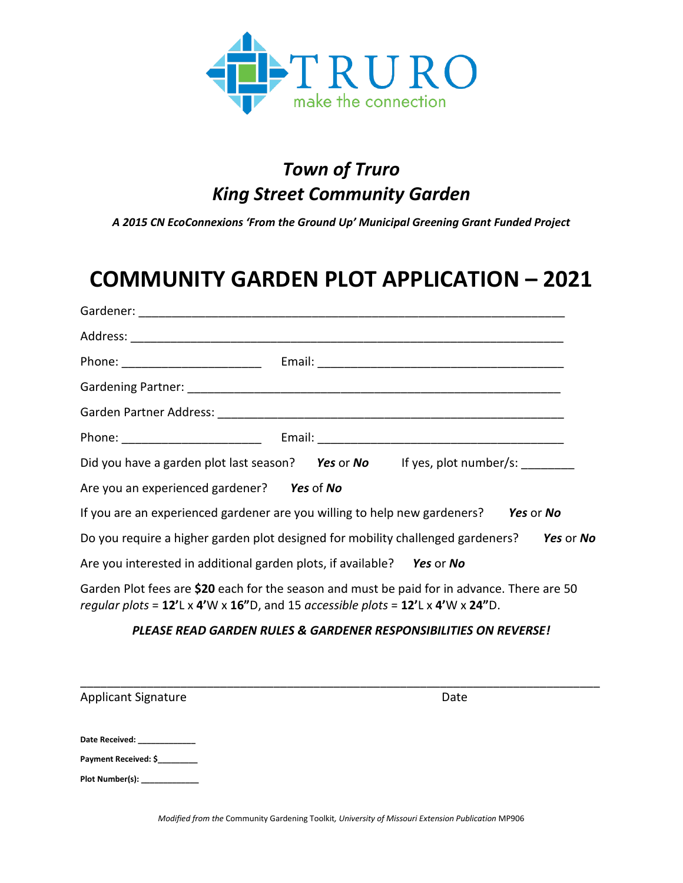TRURO
make the connection

## *Town of Truro*
## *King Street Community Garden*

***A 2015 CN EcoConnexions 'From the Ground Up' Municipal Greening Grant Funded Project***

# COMMUNITY GARDEN PLOT APPLICATION – 2021

Gardener: ___________________________________________________________

Address: ____________________________________________________________

Phone: _____________________ Email: _____________________________________

Gardening Partner: ____________________________________________________

Garden Partner Address: _______________________________________________

Phone: _____________________ Email: _____________________________________

Did you have a garden plot last season? ***Yes*** or ***No*** If yes, plot number/s: ________

Are you an experienced gardener? ***Yes*** of ***No***

If you are an experienced gardener are you willing to help new gardeners? ***Yes*** or ***No***

Do you require a higher garden plot designed for mobility challenged gardeners? ***Yes*** or ***No***

Are you interested in additional garden plots, if available? ***Yes*** or ***No***

Garden Plot fees are **$20** each for the season and must be paid for in advance. There are 50 *regular plots* = **12'**L x **4'**W x **16"**D, and 15 *accessible plots* = **12'**L x **4'**W x **24"**D.

***PLEASE READ GARDEN RULES & GARDENER RESPONSIBILITIES ON REVERSE!***

_____________________________________________________________________________

Applicant Signature Date

**Date Received:** ____________

**Payment Received: $**________

**Plot Number(s):** ____________

*Modified from the* Community Gardening Toolkit, *University of Missouri Extension Publication* MP906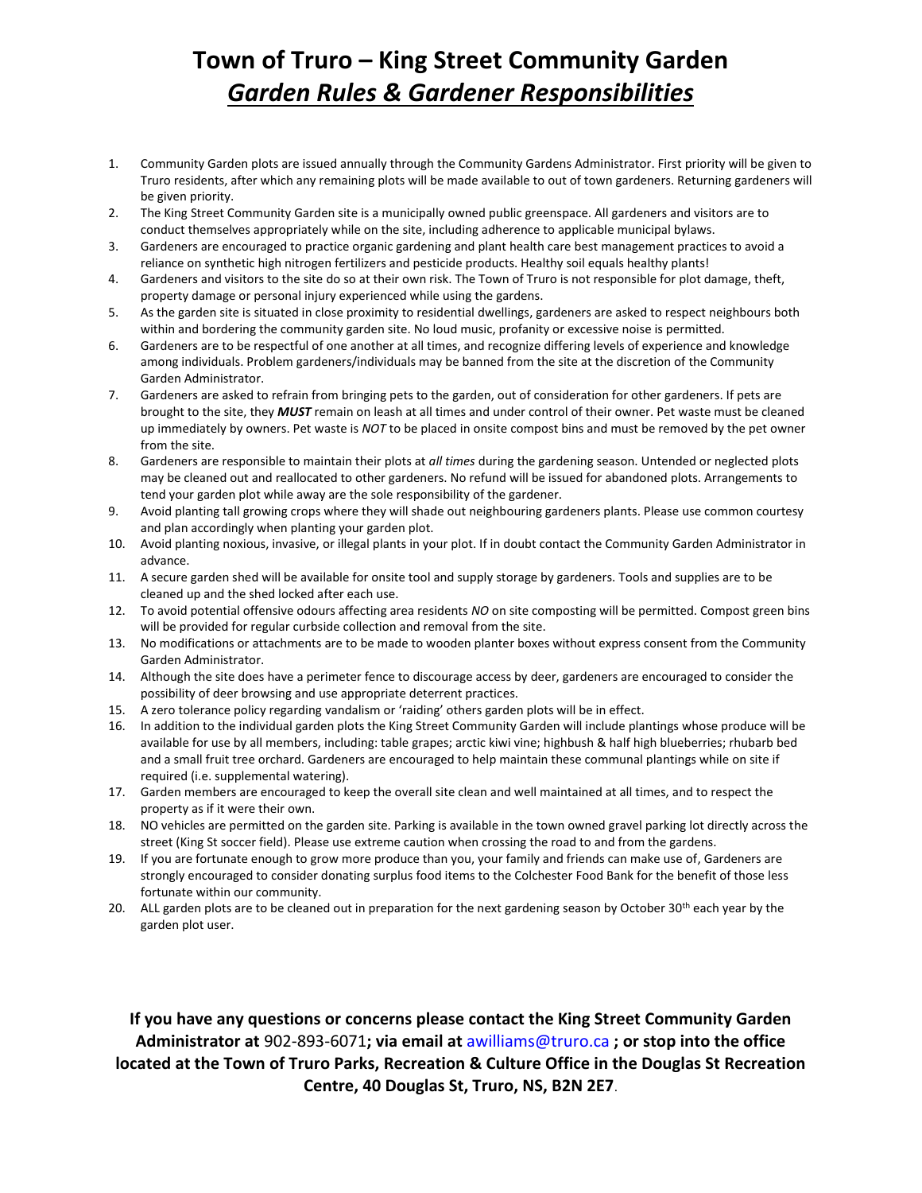# Town of Truro – King Street Community Garden

## ***Garden Rules & Gardener Responsibilities***

1. Community Garden plots are issued annually through the Community Gardens Administrator. First priority will be given to Truro residents, after which any remaining plots will be made available to out of town gardeners. Returning gardeners will be given priority.
2. The King Street Community Garden site is a municipally owned public greenspace. All gardeners and visitors are to conduct themselves appropriately while on the site, including adherence to applicable municipal bylaws.
3. Gardeners are encouraged to practice organic gardening and plant health care best management practices to avoid a reliance on synthetic high nitrogen fertilizers and pesticide products. Healthy soil equals healthy plants!
4. Gardeners and visitors to the site do so at their own risk. The Town of Truro is not responsible for plot damage, theft, property damage or personal injury experienced while using the gardens.
5. As the garden site is situated in close proximity to residential dwellings, gardeners are asked to respect neighbours both within and bordering the community garden site. No loud music, profanity or excessive noise is permitted.
6. Gardeners are to be respectful of one another at all times, and recognize differing levels of experience and knowledge among individuals. Problem gardeners/individuals may be banned from the site at the discretion of the Community Garden Administrator.
7. Gardeners are asked to refrain from bringing pets to the garden, out of consideration for other gardeners. If pets are brought to the site, they ***MUST*** remain on leash at all times and under control of their owner. Pet waste must be cleaned up immediately by owners. Pet waste is *NOT* to be placed in onsite compost bins and must be removed by the pet owner from the site.
8. Gardeners are responsible to maintain their plots at *all times* during the gardening season. Untended or neglected plots may be cleaned out and reallocated to other gardeners. No refund will be issued for abandoned plots. Arrangements to tend your garden plot while away are the sole responsibility of the gardener.
9. Avoid planting tall growing crops where they will shade out neighbouring gardeners plants. Please use common courtesy and plan accordingly when planting your garden plot.
10. Avoid planting noxious, invasive, or illegal plants in your plot. If in doubt contact the Community Garden Administrator in advance.
11. A secure garden shed will be available for onsite tool and supply storage by gardeners. Tools and supplies are to be cleaned up and the shed locked after each use.
12. To avoid potential offensive odours affecting area residents *NO* on site composting will be permitted. Compost green bins will be provided for regular curbside collection and removal from the site.
13. No modifications or attachments are to be made to wooden planter boxes without express consent from the Community Garden Administrator.
14. Although the site does have a perimeter fence to discourage access by deer, gardeners are encouraged to consider the possibility of deer browsing and use appropriate deterrent practices.
15. A zero tolerance policy regarding vandalism or 'raiding' others garden plots will be in effect.
16. In addition to the individual garden plots the King Street Community Garden will include plantings whose produce will be available for use by all members, including: table grapes; arctic kiwi vine; highbush & half high blueberries; rhubarb bed and a small fruit tree orchard. Gardeners are encouraged to help maintain these communal plantings while on site if required (i.e. supplemental watering).
17. Garden members are encouraged to keep the overall site clean and well maintained at all times, and to respect the property as if it were their own.
18. NO vehicles are permitted on the garden site. Parking is available in the town owned gravel parking lot directly across the street (King St soccer field). Please use extreme caution when crossing the road to and from the gardens.
19. If you are fortunate enough to grow more produce than you, your family and friends can make use of, Gardeners are strongly encouraged to consider donating surplus food items to the Colchester Food Bank for the benefit of those less fortunate within our community.
20. ALL garden plots are to be cleaned out in preparation for the next gardening season by October 30th each year by the garden plot user.

**If you have any questions or concerns please contact the King Street Community Garden Administrator at** 902-893-6071**; via email at** awilliams@truro.ca **; or stop into the office located at the Town of Truro Parks, Recreation & Culture Office in the Douglas St Recreation Centre, 40 Douglas St, Truro, NS, B2N 2E7**.